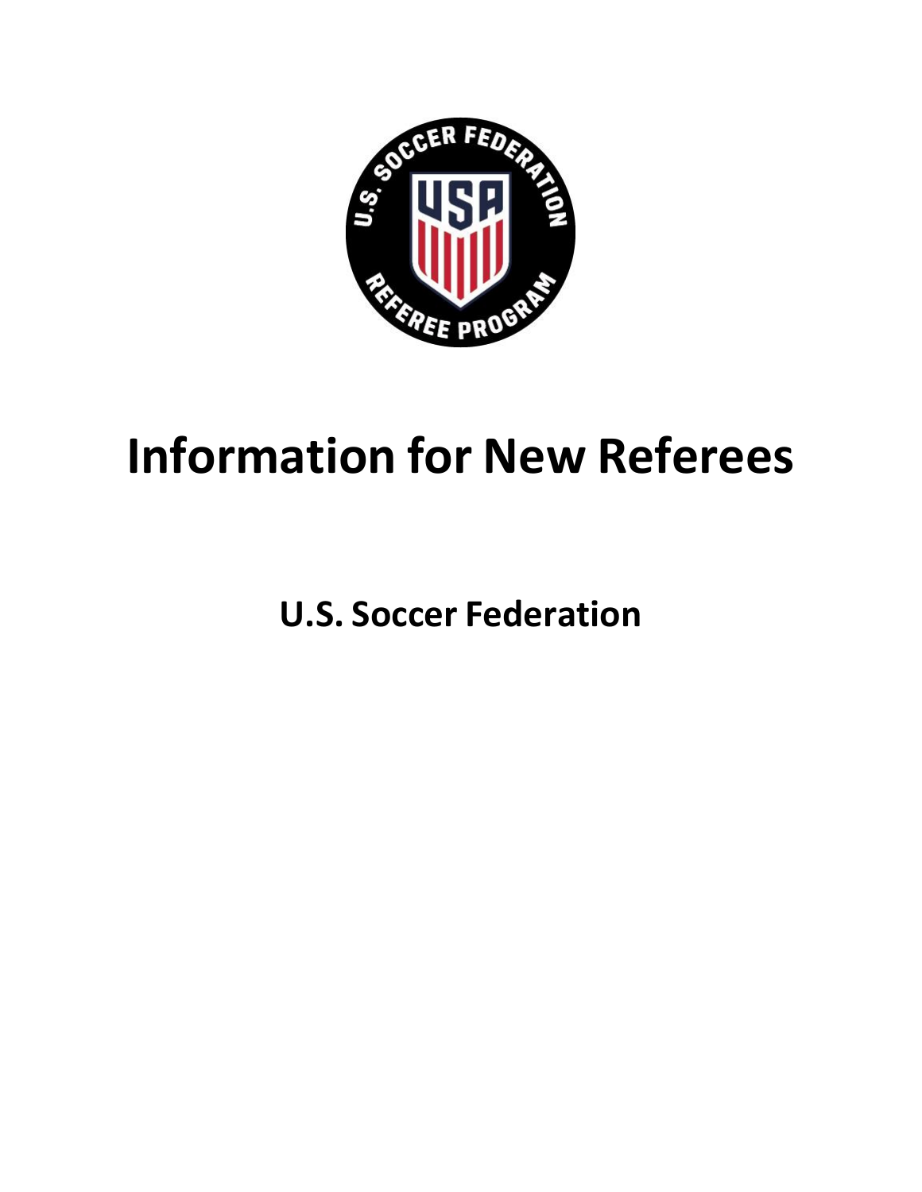# Information for New Referees

## U.S. Soccer Federation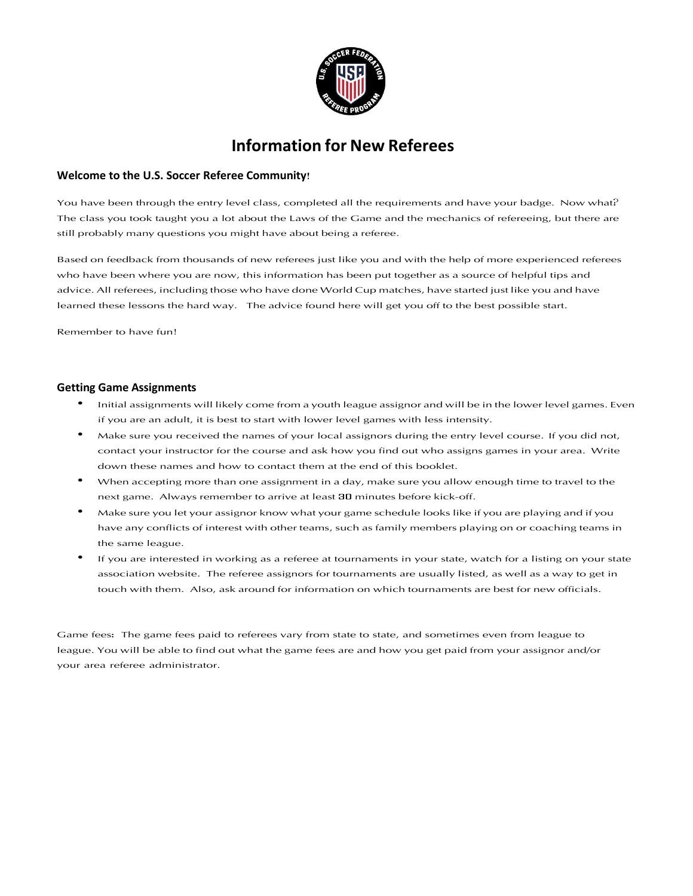# Information for New Referees

### Welcome to the U.S. Soccer Referee Community!

You have been through the entry level class, completed all the requirements and have your badge. Now what? The class you took taught you a lot about the Laws of the Game and the mechanics of refereeing, but there are still probably many questions you might have about being a referee.

Based on feedback from thousands of new referees just like you and with the help of more experienced referees who have been where you are now, this information has been put together as a source of helpful tips and advice. All referees, including those who have done World Cup matches, have started just like you and have learned these lessons the hard way. The advice found here will get you off to the best possible start.

Remember to have fun!

### Getting Game Assignments

- Initial assignments will likely come from a youth league assignor and will be in the lower level games. Even if you are an adult, it is best to start with lower level games with less intensity.
- Make sure you received the names of your local assignors during the entry level course. If you did not, contact your instructor for the course and ask how you find out who assigns games in your area. Write down these names and how to contact them at the end of this booklet.
- When accepting more than one assignment in a day, make sure you allow enough time to travel to the next game. Always remember to arrive at least 30 minutes before kick-off.
- Make sure you let your assignor know what your game schedule looks like if you are playing and if you have any conflicts of interest with other teams, such as family members playing on or coaching teams in the same league.
- If you are interested in working as a referee at tournaments in your state, watch for a listing on your state association website. The referee assignors for tournaments are usually listed, as well as a way to get in touch with them. Also, ask around for information on which tournaments are best for new officials.

Game fees**:** The game fees paid to referees vary from state to state, and sometimes even from league to league. You will be able to find out what the game fees are and how you get paid from your assignor and/or your area referee administrator.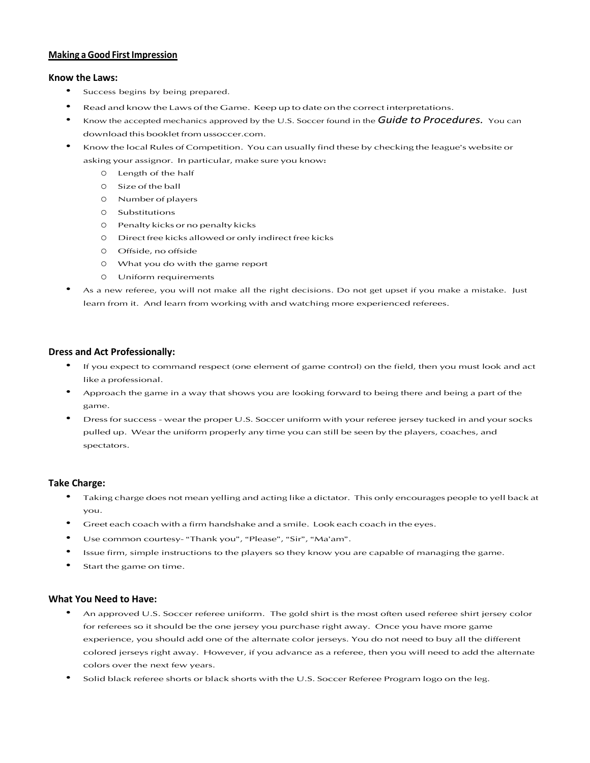## Making a Good First Impression

### Know the Laws:

- Success begins by being prepared.
- Read and know the Laws of the Game. Keep up to date on the correct interpretations.
- Know the accepted mechanics approved by the U.S. Soccer found in the *Guide to Procedures.* You can download this booklet from ussoccer.com.
- Know the local Rules of Competition. You can usually find these by checking the league's website or asking your assignor. In particular, make sure you know:
  - Length of the half
  - Size of the ball
  - Number of players
  - Substitutions
  - Penalty kicks or no penalty kicks
  - Direct free kicks allowed or only indirect free kicks
  - Offside, no offside
  - What you do with the game report
  - Uniform requirements
- As a new referee, you will not make all the right decisions. Do not get upset if you make a mistake. Just learn from it. And learn from working with and watching more experienced referees.

### Dress and Act Professionally:

- If you expect to command respect (one element of game control) on the field, then you must look and act like a professional.
- Approach the game in a way that shows you are looking forward to being there and being a part of the game.
- Dress for success - wear the proper U.S. Soccer uniform with your referee jersey tucked in and your socks pulled up. Wear the uniform properly any time you can still be seen by the players, coaches, and spectators.

### Take Charge:

- Taking charge does not mean yelling and acting like a dictator. This only encourages people to yell back at you.
- Greet each coach with a firm handshake and a smile. Look each coach in the eyes.
- Use common courtesy- "Thank you", "Please", "Sir", "Ma'am".
- Issue firm, simple instructions to the players so they know you are capable of managing the game.
- Start the game on time.

### What You Need to Have:

- An approved U.S. Soccer referee uniform. The gold shirt is the most often used referee shirt jersey color for referees so it should be the one jersey you purchase right away. Once you have more game experience, you should add one of the alternate color jerseys. You do not need to buy all the different colored jerseys right away. However, if you advance as a referee, then you will need to add the alternate colors over the next few years.
- Solid black referee shorts or black shorts with the U.S. Soccer Referee Program logo on the leg.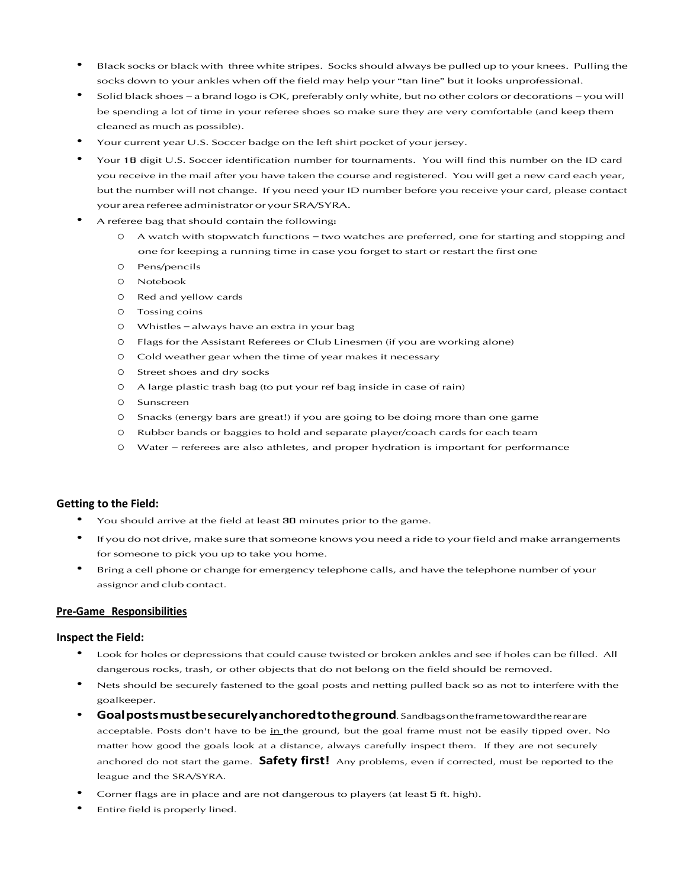- Black socks or black with three white stripes. Socks should always be pulled up to your knees. Pulling the socks down to your ankles when off the field may help your "tan line" but it looks unprofessional.
- Solid black shoes – a brand logo is OK, preferably only white, but no other colors or decorations – you will be spending a lot of time in your referee shoes so make sure they are very comfortable (and keep them cleaned as much as possible).
- Your current year U.S. Soccer badge on the left shirt pocket of your jersey.
- Your 16 digit U.S. Soccer identification number for tournaments. You will find this number on the ID card you receive in the mail after you have taken the course and registered. You will get a new card each year, but the number will not change. If you need your ID number before you receive your card, please contact your area referee administrator or your SRA/SYRA.
- A referee bag that should contain the following:
  - A watch with stopwatch functions – two watches are preferred, one for starting and stopping and one for keeping a running time in case you forget to start or restart the first one
  - Pens/pencils
  - Notebook
  - Red and yellow cards
  - Tossing coins
  - Whistles – always have an extra in your bag
  - Flags for the Assistant Referees or Club Linesmen (if you are working alone)
  - Cold weather gear when the time of year makes it necessary
  - Street shoes and dry socks
  - A large plastic trash bag (to put your ref bag inside in case of rain)
  - Sunscreen
  - Snacks (energy bars are great!) if you are going to be doing more than one game
  - Rubber bands or baggies to hold and separate player/coach cards for each team
  - Water – referees are also athletes, and proper hydration is important for performance

### Getting to the Field:

- You should arrive at the field at least 30 minutes prior to the game.
- If you do not drive, make sure that someone knows you need a ride to your field and make arrangements for someone to pick you up to take you home.
- Bring a cell phone or change for emergency telephone calls, and have the telephone number of your assignor and club contact.

## Pre-Game Responsibilities

### Inspect the Field:

- Look for holes or depressions that could cause twisted or broken ankles and see if holes can be filled. All dangerous rocks, trash, or other objects that do not belong on the field should be removed.
- Nets should be securely fastened to the goal posts and netting pulled back so as not to interfere with the goalkeeper.
- **Goal posts must be securely anchored to the ground**. Sandbags on the frame toward the rear are acceptable. Posts don't have to be in the ground, but the goal frame must not be easily tipped over. No matter how good the goals look at a distance, always carefully inspect them. If they are not securely anchored do not start the game. **Safety first!** Any problems, even if corrected, must be reported to the league and the SRA/SYRA.
- Corner flags are in place and are not dangerous to players (at least 5 ft. high).
- Entire field is properly lined.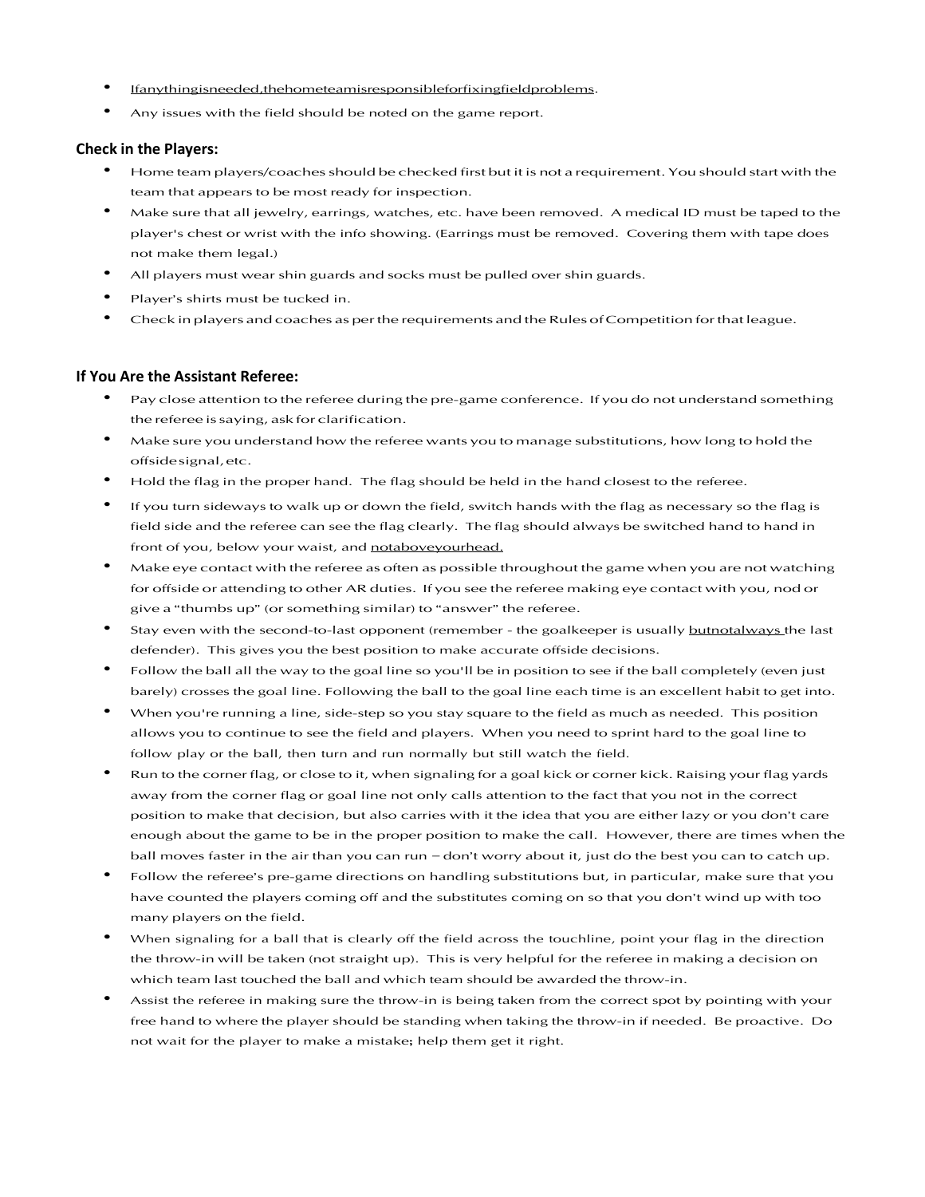- Ifanythingisneeded,thehometeamisresponsibleforfixingfieldproblems.
- Any issues with the field should be noted on the game report.

**Check in the Players:**

- Home team players/coaches should be checked first but it is not a requirement. You should start with the team that appears to be most ready for inspection.
- Make sure that all jewelry, earrings, watches, etc. have been removed. A medical ID must be taped to the player's chest or wrist with the info showing. (Earrings must be removed. Covering them with tape does not make them legal.)
- All players must wear shin guards and socks must be pulled over shin guards.
- Player's shirts must be tucked in.
- Check in players and coaches as per the requirements and the Rules of Competition for that league.

**If You Are the Assistant Referee:**

- Pay close attention to the referee during the pre-game conference. If you do not understand something the referee is saying, ask for clarification.
- Make sure you understand how the referee wants you to manage substitutions, how long to hold the offside signal, etc.
- Hold the flag in the proper hand. The flag should be held in the hand closest to the referee.
- If you turn sideways to walk up or down the field, switch hands with the flag as necessary so the flag is field side and the referee can see the flag clearly. The flag should always be switched hand to hand in front of you, below your waist, and notaboveyourhead.
- Make eye contact with the referee as often as possible throughout the game when you are not watching for offside or attending to other AR duties. If you see the referee making eye contact with you, nod or give a "thumbs up" (or something similar) to "answer" the referee.
- Stay even with the second-to-last opponent (remember - the goalkeeper is usually butnotalways the last defender). This gives you the best position to make accurate offside decisions.
- Follow the ball all the way to the goal line so you'll be in position to see if the ball completely (even just barely) crosses the goal line. Following the ball to the goal line each time is an excellent habit to get into.
- When you're running a line, side-step so you stay square to the field as much as needed. This position allows you to continue to see the field and players. When you need to sprint hard to the goal line to follow play or the ball, then turn and run normally but still watch the field.
- Run to the corner flag, or close to it, when signaling for a goal kick or corner kick. Raising your flag yards away from the corner flag or goal line not only calls attention to the fact that you not in the correct position to make that decision, but also carries with it the idea that you are either lazy or you don't care enough about the game to be in the proper position to make the call. However, there are times when the ball moves faster in the air than you can run – don't worry about it, just do the best you can to catch up.
- Follow the referee's pre-game directions on handling substitutions but, in particular, make sure that you have counted the players coming off and the substitutes coming on so that you don't wind up with too many players on the field.
- When signaling for a ball that is clearly off the field across the touchline, point your flag in the direction the throw-in will be taken (not straight up). This is very helpful for the referee in making a decision on which team last touched the ball and which team should be awarded the throw-in.
- Assist the referee in making sure the throw-in is being taken from the correct spot by pointing with your free hand to where the player should be standing when taking the throw-in if needed. Be proactive. Do not wait for the player to make a mistake; help them get it right.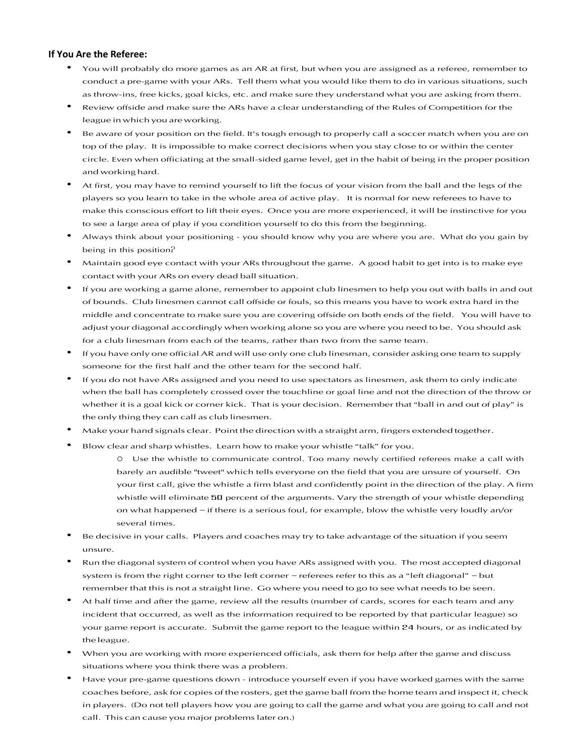### If You Are the Referee:

- You will probably do more games as an AR at first, but when you are assigned as a referee, remember to conduct a pre-game with your ARs. Tell them what you would like them to do in various situations, such as throw-ins, free kicks, goal kicks, etc. and make sure they understand what you are asking from them.
- Review offside and make sure the ARs have a clear understanding of the Rules of Competition for the league in which you are working.
- Be aware of your position on the field. It's tough enough to properly call a soccer match when you are on top of the play. It is impossible to make correct decisions when you stay close to or within the center circle. Even when officiating at the small-sided game level, get in the habit of being in the proper position and working hard.
- At first, you may have to remind yourself to lift the focus of your vision from the ball and the legs of the players so you learn to take in the whole area of active play. It is normal for new referees to have to make this conscious effort to lift their eyes. Once you are more experienced, it will be instinctive for you to see a large area of play if you condition yourself to do this from the beginning.
- Always think about your positioning - you should know why you are where you are. What do you gain by being in this position?
- Maintain good eye contact with your ARs throughout the game. A good habit to get into is to make eye contact with your ARs on every dead ball situation.
- If you are working a game alone, remember to appoint club linesmen to help you out with balls in and out of bounds. Club linesmen cannot call offside or fouls, so this means you have to work extra hard in the middle and concentrate to make sure you are covering offside on both ends of the field. You will have to adjust your diagonal accordingly when working alone so you are where you need to be. You should ask for a club linesman from each of the teams, rather than two from the same team.
- If you have only one official AR and will use only one club linesman, consider asking one team to supply someone for the first half and the other team for the second half.
- If you do not have ARs assigned and you need to use spectators as linesmen, ask them to only indicate when the ball has completely crossed over the touchline or goal line and not the direction of the throw or whether it is a goal kick or corner kick. That is your decision. Remember that "ball in and out of play" is the only thing they can call as club linesmen.
- Make your hand signals clear. Point the direction with a straight arm, fingers extended together.
- Blow clear and sharp whistles. Learn how to make your whistle "talk" for you.
  - Use the whistle to communicate control. Too many newly certified referees make a call with barely an audible "tweet" which tells everyone on the field that you are unsure of yourself. On your first call, give the whistle a firm blast and confidently point in the direction of the play. A firm whistle will eliminate 50 percent of the arguments. Vary the strength of your whistle depending on what happened – if there is a serious foul, for example, blow the whistle very loudly an/or several times.
- Be decisive in your calls. Players and coaches may try to take advantage of the situation if you seem unsure.
- Run the diagonal system of control when you have ARs assigned with you. The most accepted diagonal system is from the right corner to the left corner – referees refer to this as a "left diagonal" – but remember that this is not a straight line. Go where you need to go to see what needs to be seen.
- At half time and after the game, review all the results (number of cards, scores for each team and any incident that occurred, as well as the information required to be reported by that particular league) so your game report is accurate. Submit the game report to the league within 24 hours, or as indicated by the league.
- When you are working with more experienced officials, ask them for help after the game and discuss situations where you think there was a problem.
- Have your pre-game questions down - introduce yourself even if you have worked games with the same coaches before, ask for copies of the rosters, get the game ball from the home team and inspect it, check in players. (Do not tell players how you are going to call the game and what you are going to call and not call. This can cause you major problems later on.)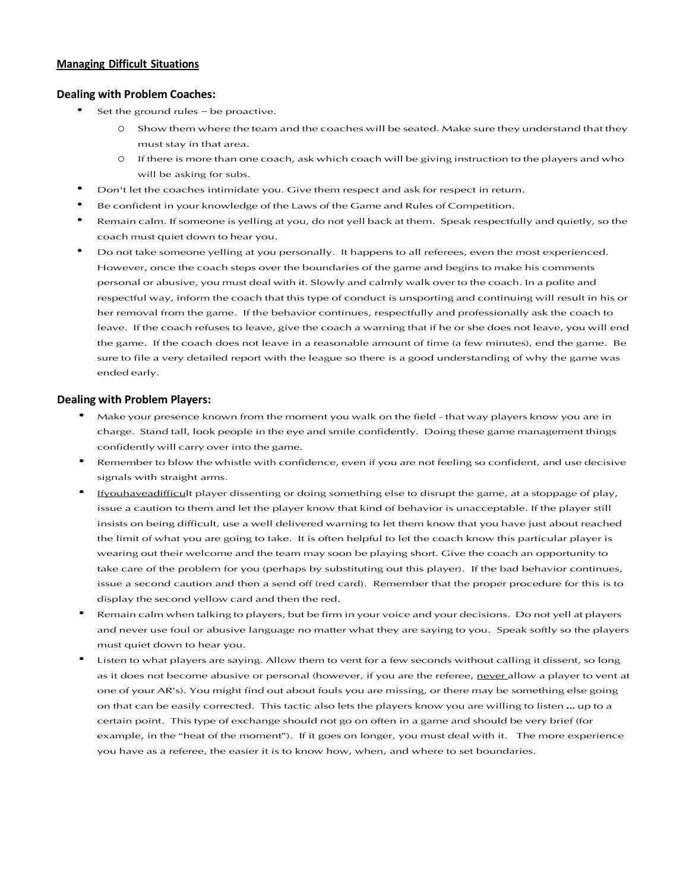## Managing Difficult Situations

### Dealing with Problem Coaches:

- Set the ground rules – be proactive.
  - Show them where the team and the coaches will be seated. Make sure they understand that they must stay in that area.
  - If there is more than one coach, ask which coach will be giving instruction to the players and who will be asking for subs.
- Don't let the coaches intimidate you. Give them respect and ask for respect in return.
- Be confident in your knowledge of the Laws of the Game and Rules of Competition.
- Remain calm. If someone is yelling at you, do not yell back at them. Speak respectfully and quietly, so the coach must quiet down to hear you.
- Do not take someone yelling at you personally. It happens to all referees, even the most experienced. However, once the coach steps over the boundaries of the game and begins to make his comments personal or abusive, you must deal with it. Slowly and calmly walk over to the coach. In a polite and respectful way, inform the coach that this type of conduct is unsporting and continuing will result in his or her removal from the game. If the behavior continues, respectfully and professionally ask the coach to leave. If the coach refuses to leave, give the coach a warning that if he or she does not leave, you will end the game. If the coach does not leave in a reasonable amount of time (a few minutes), end the game. Be sure to file a very detailed report with the league so there is a good understanding of why the game was ended early.

### Dealing with Problem Players:

- Make your presence known from the moment you walk on the field - that way players know you are in charge. Stand tall, look people in the eye and smile confidently. Doing these game management things confidently will carry over into the game.
- Remember to blow the whistle with confidence, even if you are not feeling so confident, and use decisive signals with straight arms.
- Ifyouhaveadifficult player dissenting or doing something else to disrupt the game, at a stoppage of play, issue a caution to them and let the player know that kind of behavior is unacceptable. If the player still insists on being difficult, use a well delivered warning to let them know that you have just about reached the limit of what you are going to take. It is often helpful to let the coach know this particular player is wearing out their welcome and the team may soon be playing short. Give the coach an opportunity to take care of the problem for you (perhaps by substituting out this player). If the bad behavior continues, issue a second caution and then a send off (red card). Remember that the proper procedure for this is to display the second yellow card and then the red.
- Remain calm when talking to players, but be firm in your voice and your decisions. Do not yell at players and never use foul or abusive language no matter what they are saying to you. Speak softly so the players must quiet down to hear you.
- Listen to what players are saying. Allow them to vent for a few seconds without calling it dissent, so long as it does not become abusive or personal (however, if you are the referee, never allow a player to vent at one of your AR's). You might find out about fouls you are missing, or there may be something else going on that can be easily corrected. This tactic also lets the players know you are willing to listen … up to a certain point. This type of exchange should not go on often in a game and should be very brief (for example, in the "heat of the moment"). If it goes on longer, you must deal with it. The more experience you have as a referee, the easier it is to know how, when, and where to set boundaries.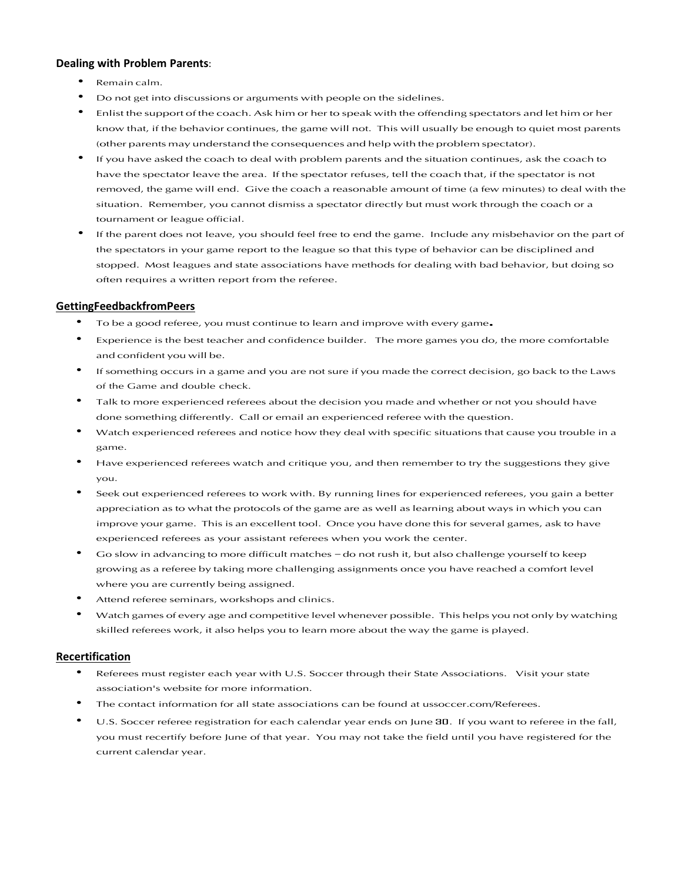### **Dealing with Problem Parents**:

- Remain calm.
- Do not get into discussions or arguments with people on the sidelines.
- Enlist the support of the coach. Ask him or her to speak with the offending spectators and let him or her know that, if the behavior continues, the game will not. This will usually be enough to quiet most parents (other parents may understand the consequences and help with the problem spectator).
- If you have asked the coach to deal with problem parents and the situation continues, ask the coach to have the spectator leave the area. If the spectator refuses, tell the coach that, if the spectator is not removed, the game will end. Give the coach a reasonable amount of time (a few minutes) to deal with the situation. Remember, you cannot dismiss a spectator directly but must work through the coach or a tournament or league official.
- If the parent does not leave, you should feel free to end the game. Include any misbehavior on the part of the spectators in your game report to the league so that this type of behavior can be disciplined and stopped. Most leagues and state associations have methods for dealing with bad behavior, but doing so often requires a written report from the referee.

### **GettingFeedbackfromPeers**

- To be a good referee, you must continue to learn and improve with every game.
- Experience is the best teacher and confidence builder. The more games you do, the more comfortable and confident you will be.
- If something occurs in a game and you are not sure if you made the correct decision, go back to the Laws of the Game and double check.
- Talk to more experienced referees about the decision you made and whether or not you should have done something differently. Call or email an experienced referee with the question.
- Watch experienced referees and notice how they deal with specific situations that cause you trouble in a game.
- Have experienced referees watch and critique you, and then remember to try the suggestions they give you.
- Seek out experienced referees to work with. By running lines for experienced referees, you gain a better appreciation as to what the protocols of the game are as well as learning about ways in which you can improve your game. This is an excellent tool. Once you have done this for several games, ask to have experienced referees as your assistant referees when you work the center.
- Go slow in advancing to more difficult matches – do not rush it, but also challenge yourself to keep growing as a referee by taking more challenging assignments once you have reached a comfort level where you are currently being assigned.
- Attend referee seminars, workshops and clinics.
- Watch games of every age and competitive level whenever possible. This helps you not only by watching skilled referees work, it also helps you to learn more about the way the game is played.

### **Recertification**

- Referees must register each year with U.S. Soccer through their State Associations. Visit your state association's website for more information.
- The contact information for all state associations can be found at ussoccer.com/Referees.
- U.S. Soccer referee registration for each calendar year ends on June 30. If you want to referee in the fall, you must recertify before June of that year. You may not take the field until you have registered for the current calendar year.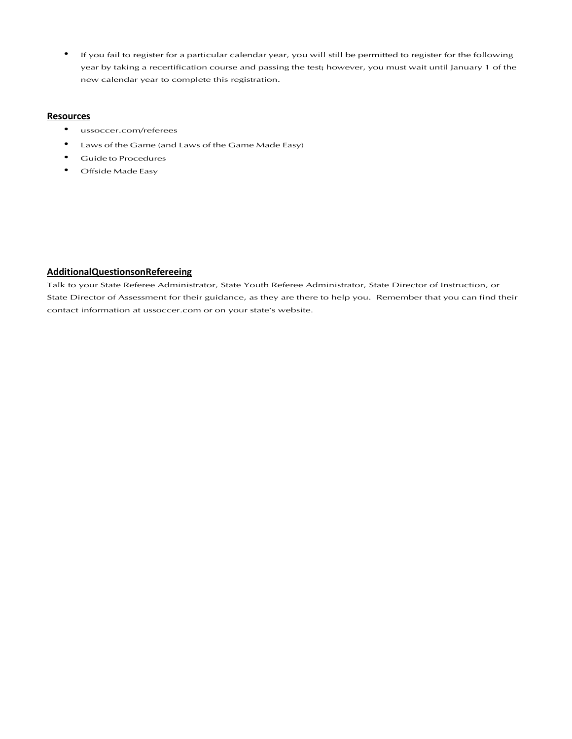- If you fail to register for a particular calendar year, you will still be permitted to register for the following year by taking a recertification course and passing the test; however, you must wait until January 1 of the new calendar year to complete this registration.

## Resources

- ussoccer.com/referees
- Laws of the Game (and Laws of the Game Made Easy)
- Guide to Procedures
- Offside Made Easy

## AdditionalQuestionsonRefereeing

Talk to your State Referee Administrator, State Youth Referee Administrator, State Director of Instruction, or State Director of Assessment for their guidance, as they are there to help you. Remember that you can find their contact information at ussoccer.com or on your state's website.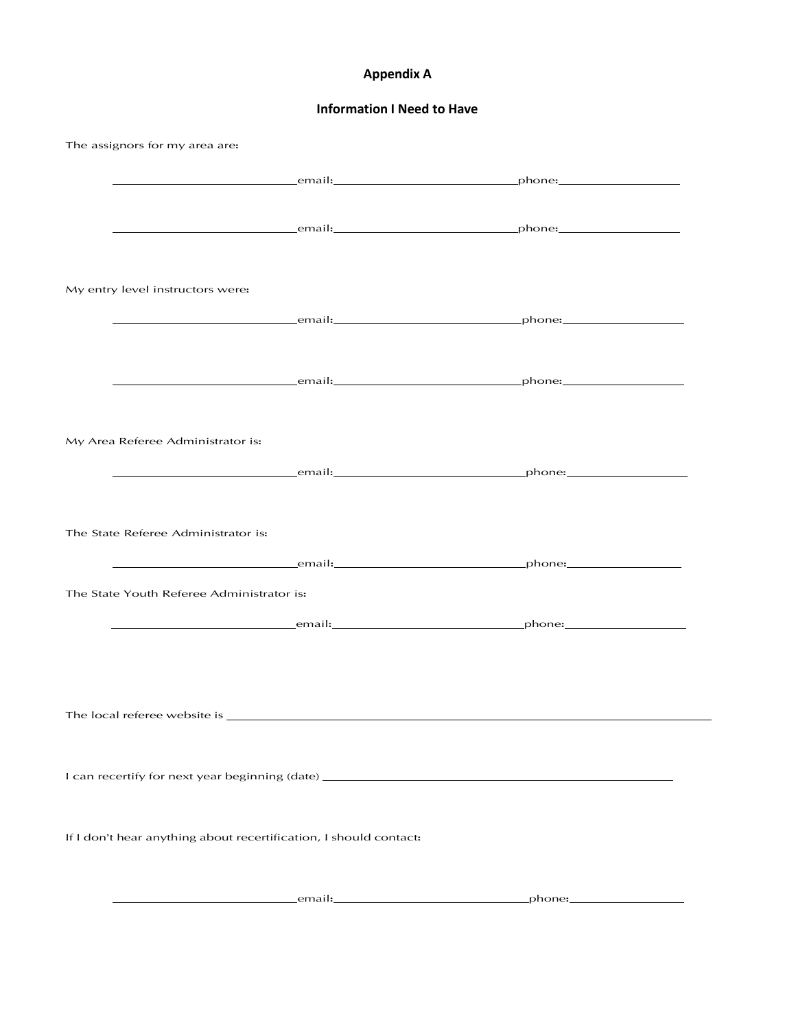## Appendix A

## Information I Need to Have

The assignors for my area are:

\_\_\_\_\_\_\_\_\_\_\_\_\_\_\_\_\_\_\_\_\_\_\_\_\_\_\_\_email:\_\_\_\_\_\_\_\_\_\_\_\_\_\_\_\_\_\_\_\_\_\_\_\_\_\_\_\_phone:\_\_\_\_\_\_\_\_\_\_\_\_\_\_\_\_\_\_\_\_

\_\_\_\_\_\_\_\_\_\_\_\_\_\_\_\_\_\_\_\_\_\_\_\_\_\_\_\_email:\_\_\_\_\_\_\_\_\_\_\_\_\_\_\_\_\_\_\_\_\_\_\_\_\_\_\_\_phone:\_\_\_\_\_\_\_\_\_\_\_\_\_\_\_\_\_\_\_\_

My entry level instructors were:

\_\_\_\_\_\_\_\_\_\_\_\_\_\_\_\_\_\_\_\_\_\_\_\_\_\_\_\_email:\_\_\_\_\_\_\_\_\_\_\_\_\_\_\_\_\_\_\_\_\_\_\_\_\_\_\_\_phone:\_\_\_\_\_\_\_\_\_\_\_\_\_\_\_\_\_\_\_\_

\_\_\_\_\_\_\_\_\_\_\_\_\_\_\_\_\_\_\_\_\_\_\_\_\_\_\_\_email:\_\_\_\_\_\_\_\_\_\_\_\_\_\_\_\_\_\_\_\_\_\_\_\_\_\_\_\_phone:\_\_\_\_\_\_\_\_\_\_\_\_\_\_\_\_\_\_\_\_

My Area Referee Administrator is:

\_\_\_\_\_\_\_\_\_\_\_\_\_\_\_\_\_\_\_\_\_\_\_\_\_\_\_\_email:\_\_\_\_\_\_\_\_\_\_\_\_\_\_\_\_\_\_\_\_\_\_\_\_\_\_\_\_phone:\_\_\_\_\_\_\_\_\_\_\_\_\_\_\_\_\_\_\_\_

The State Referee Administrator is:

\_\_\_\_\_\_\_\_\_\_\_\_\_\_\_\_\_\_\_\_\_\_\_\_\_\_\_\_email:\_\_\_\_\_\_\_\_\_\_\_\_\_\_\_\_\_\_\_\_\_\_\_\_\_\_\_\_phone:\_\_\_\_\_\_\_\_\_\_\_\_\_\_\_\_\_\_\_\_

The State Youth Referee Administrator is:

\_\_\_\_\_\_\_\_\_\_\_\_\_\_\_\_\_\_\_\_\_\_\_\_\_\_\_\_email:\_\_\_\_\_\_\_\_\_\_\_\_\_\_\_\_\_\_\_\_\_\_\_\_\_\_\_\_phone:\_\_\_\_\_\_\_\_\_\_\_\_\_\_\_\_\_\_\_\_

The local referee website is \_\_\_\_\_\_\_\_\_\_\_\_\_\_\_\_\_\_\_\_\_\_\_\_\_\_\_\_\_\_\_\_\_\_\_\_\_\_\_\_\_\_\_\_\_\_\_\_\_\_\_\_\_\_\_\_\_\_\_\_\_\_\_\_\_\_\_\_\_\_\_\_

I can recertify for next year beginning (date) \_\_\_\_\_\_\_\_\_\_\_\_\_\_\_\_\_\_\_\_\_\_\_\_\_\_\_\_\_\_\_\_\_\_\_\_\_\_\_\_\_\_\_\_\_\_\_\_\_\_\_\_\_\_

If I don't hear anything about recertification, I should contact:

\_\_\_\_\_\_\_\_\_\_\_\_\_\_\_\_\_\_\_\_\_\_\_\_\_\_\_\_email:\_\_\_\_\_\_\_\_\_\_\_\_\_\_\_\_\_\_\_\_\_\_\_\_\_\_\_\_phone:\_\_\_\_\_\_\_\_\_\_\_\_\_\_\_\_\_\_\_\_